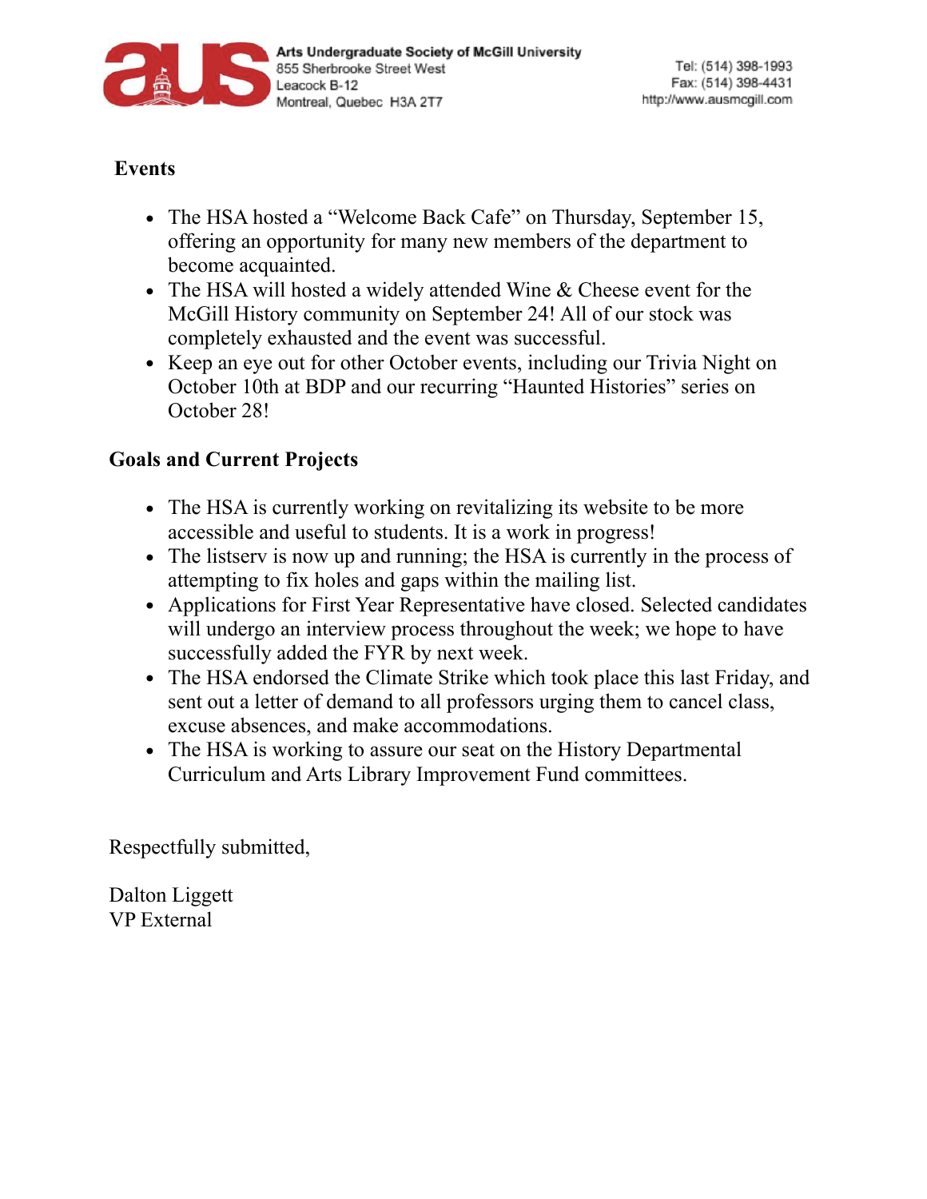Arts Undergraduate Society of McGill University
855 Sherbrooke Street West
Leacock B-12
Montreal, Quebec H3A 2T7

Tel: (514) 398-1993
Fax: (514) 398-4431
http://www.ausmcgill.com

## Events

- The HSA hosted a "Welcome Back Cafe" on Thursday, September 15, offering an opportunity for many new members of the department to become acquainted.
- The HSA will hosted a widely attended Wine & Cheese event for the McGill History community on September 24! All of our stock was completely exhausted and the event was successful.
- Keep an eye out for other October events, including our Trivia Night on October 10th at BDP and our recurring "Haunted Histories" series on October 28!

## Goals and Current Projects

- The HSA is currently working on revitalizing its website to be more accessible and useful to students. It is a work in progress!
- The listserv is now up and running; the HSA is currently in the process of attempting to fix holes and gaps within the mailing list.
- Applications for First Year Representative have closed. Selected candidates will undergo an interview process throughout the week; we hope to have successfully added the FYR by next week.
- The HSA endorsed the Climate Strike which took place this last Friday, and sent out a letter of demand to all professors urging them to cancel class, excuse absences, and make accommodations.
- The HSA is working to assure our seat on the History Departmental Curriculum and Arts Library Improvement Fund committees.

Respectfully submitted,

Dalton Liggett
VP External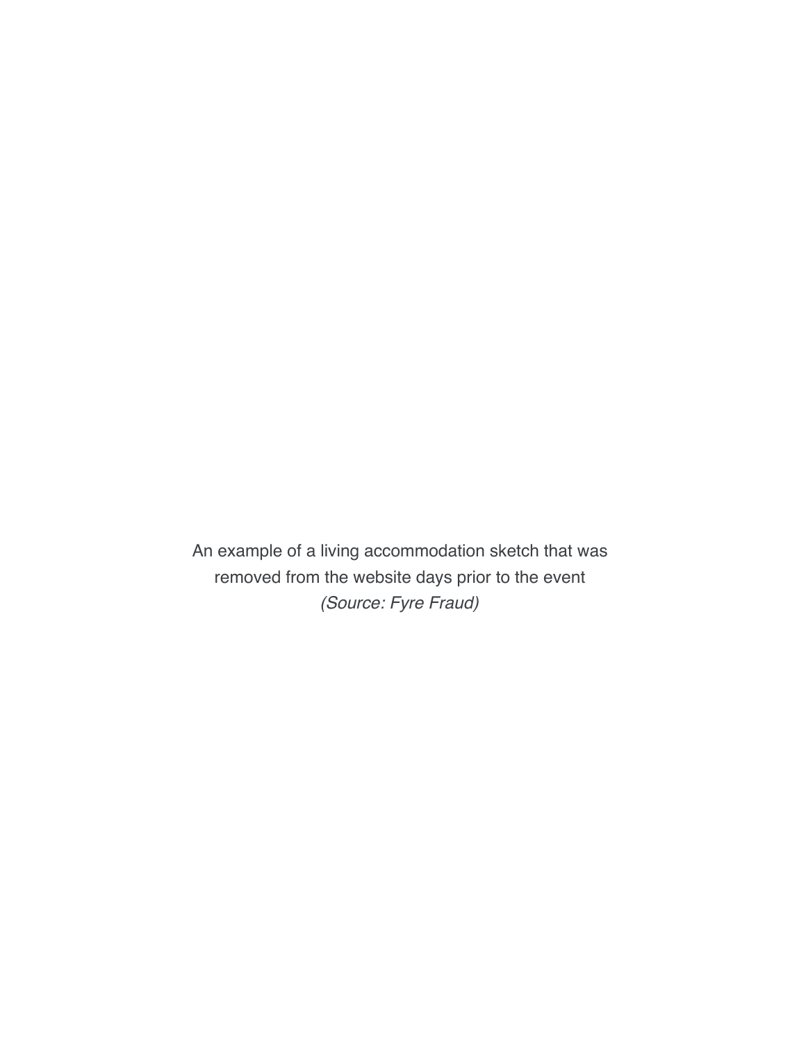An example of a living accommodation sketch that was removed from the website days prior to the event
*(Source: Fyre Fraud)*